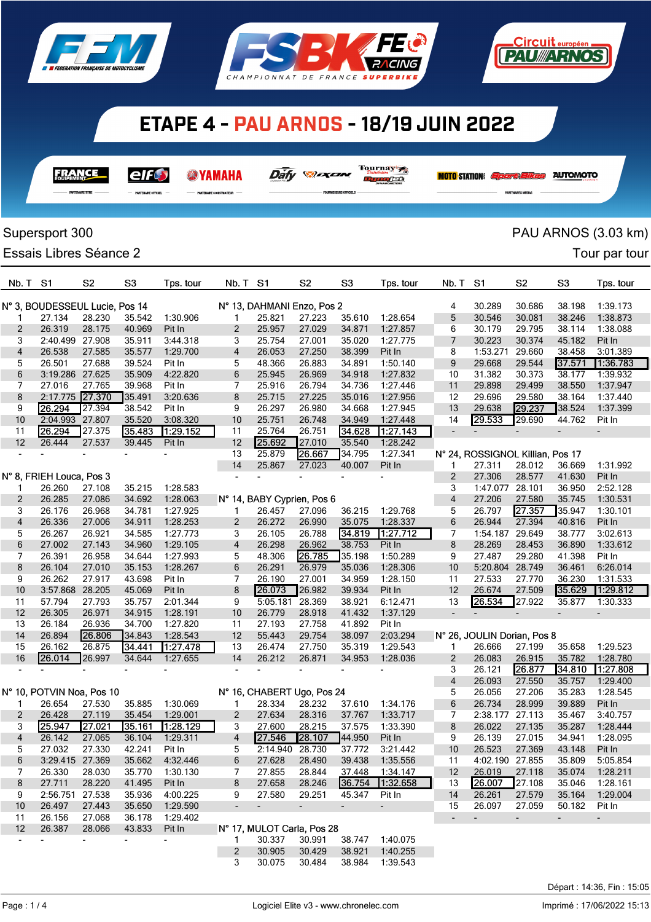# ETAPE 4 - PAU ARNOS - 18/19 JUIN 2022

FFM — FSBK FE RACING — CHAMPIONNAT DE FRANCE SUPERBIKE — Circuit européen PAU ARNOS

Supersport 300 — PAU ARNOS (3.03 km)

Essais Libres Séance 2 — Tour par tour

### N° 3, BOUDESSEUL Lucie, Pos 14

| Nb. T | S1 | S2 | S3 | Tps. tour |
|---|---|---|---|---|
| 1 | 27.134 | 28.230 | 35.542 | 1:30.906 |
| 2 | 26.319 | 28.175 | 40.969 | Pit In |
| 3 | 2:40.499 | 27.908 | 35.911 | 3:44.318 |
| 4 | 26.538 | 27.585 | 35.577 | 1:29.700 |
| 5 | 26.501 | 27.688 | 39.524 | Pit In |
| 6 | 3:19.286 | 27.625 | 35.909 | 4:22.820 |
| 7 | 27.016 | 27.765 | 39.968 | Pit In |
| 8 | 2:17.775 | 27.370 | 35.491 | 3:20.636 |
| 9 | 26.294 | 27.394 | 38.542 | Pit In |
| 10 | 2:04.993 | 27.807 | 35.520 | 3:08.320 |
| 11 | 26.294 | 27.375 | 35.483 | 1:29.152 |
| 12 | 26.444 | 27.537 | 39.445 | Pit In |
| - | - | - | - | - |

### N° 8, FRIEH Louca, Pos 3

| Nb. T | S1 | S2 | S3 | Tps. tour |
|---|---|---|---|---|
| 1 | 26.260 | 27.108 | 35.215 | 1:28.583 |
| 2 | 26.285 | 27.086 | 34.692 | 1:28.063 |
| 3 | 26.176 | 26.968 | 34.781 | 1:27.925 |
| 4 | 26.336 | 27.006 | 34.911 | 1:28.253 |
| 5 | 26.267 | 26.921 | 34.585 | 1:27.773 |
| 6 | 27.002 | 27.143 | 34.960 | 1:29.105 |
| 7 | 26.391 | 26.958 | 34.644 | 1:27.993 |
| 8 | 26.104 | 27.010 | 35.153 | 1:28.267 |
| 9 | 26.262 | 27.917 | 43.698 | Pit In |
| 10 | 3:57.868 | 28.205 | 45.069 | Pit In |
| 11 | 57.794 | 27.793 | 35.757 | 2:01.344 |
| 12 | 26.305 | 26.971 | 34.915 | 1:28.191 |
| 13 | 26.184 | 26.936 | 34.700 | 1:27.820 |
| 14 | 26.894 | 26.806 | 34.843 | 1:28.543 |
| 15 | 26.162 | 26.875 | 34.441 | 1:27.478 |
| 16 | 26.014 | 26.997 | 34.644 | 1:27.655 |
| - | - | - | - | - |

### N° 10, POTVIN Noa, Pos 10

| Nb. T | S1 | S2 | S3 | Tps. tour |
|---|---|---|---|---|
| 1 | 26.654 | 27.530 | 35.885 | 1:30.069 |
| 2 | 26.428 | 27.119 | 35.454 | 1:29.001 |
| 3 | 25.947 | 27.021 | 35.161 | 1:28.129 |
| 4 | 26.142 | 27.065 | 36.104 | 1:29.311 |
| 5 | 27.032 | 27.330 | 42.241 | Pit In |
| 6 | 3:29.415 | 27.369 | 35.662 | 4:32.446 |
| 7 | 26.330 | 28.030 | 35.770 | 1:30.130 |
| 8 | 27.711 | 28.220 | 41.495 | Pit In |
| 9 | 2:56.751 | 27.538 | 35.936 | 4:00.225 |
| 10 | 26.497 | 27.443 | 35.650 | 1:29.590 |
| 11 | 26.156 | 27.068 | 36.178 | 1:29.402 |
| 12 | 26.387 | 28.066 | 43.833 | Pit In |
| - | - | - | - | - |

### N° 13, DAHMANI Enzo, Pos 2

| Nb. T | S1 | S2 | S3 | Tps. tour |
|---|---|---|---|---|
| 1 | 25.821 | 27.223 | 35.610 | 1:28.654 |
| 2 | 25.957 | 27.029 | 34.871 | 1:27.857 |
| 3 | 25.754 | 27.001 | 35.020 | 1:27.775 |
| 4 | 26.053 | 27.250 | 38.399 | Pit In |
| 5 | 48.366 | 26.883 | 34.891 | 1:50.140 |
| 6 | 25.945 | 26.969 | 34.918 | 1:27.832 |
| 7 | 25.916 | 26.794 | 34.736 | 1:27.446 |
| 8 | 25.715 | 27.225 | 35.016 | 1:27.956 |
| 9 | 26.297 | 26.980 | 34.668 | 1:27.945 |
| 10 | 25.751 | 26.748 | 34.949 | 1:27.448 |
| 11 | 25.764 | 26.751 | 34.628 | 1:27.143 |
| 12 | 25.692 | 27.010 | 35.540 | 1:28.242 |
| 13 | 25.879 | 26.667 | 34.795 | 1:27.341 |
| 14 | 25.867 | 27.023 | 40.007 | Pit In |
| - | - | - | - | - |

### N° 14, BABY Cyprien, Pos 6

| Nb. T | S1 | S2 | S3 | Tps. tour |
|---|---|---|---|---|
| 1 | 26.457 | 27.096 | 36.215 | 1:29.768 |
| 2 | 26.272 | 26.990 | 35.075 | 1:28.337 |
| 3 | 26.105 | 26.788 | 34.819 | 1:27.712 |
| 4 | 26.298 | 26.962 | 38.753 | Pit In |
| 5 | 48.306 | 26.785 | 35.198 | 1:50.289 |
| 6 | 26.291 | 26.979 | 35.036 | 1:28.306 |
| 7 | 26.190 | 27.001 | 34.959 | 1:28.150 |
| 8 | 26.073 | 26.982 | 39.934 | Pit In |
| 9 | 5:05.181 | 28.369 | 38.921 | 6:12.471 |
| 10 | 26.779 | 28.918 | 41.432 | 1:37.129 |
| 11 | 27.193 | 27.758 | 41.892 | Pit In |
| 12 | 55.443 | 29.754 | 38.097 | 2:03.294 |
| 13 | 26.474 | 27.750 | 35.319 | 1:29.543 |
| 14 | 26.212 | 26.871 | 34.953 | 1:28.036 |
| - | - | - | - | - |

### N° 16, CHABERT Ugo, Pos 24

| Nb. T | S1 | S2 | S3 | Tps. tour |
|---|---|---|---|---|
| 1 | 28.334 | 28.232 | 37.610 | 1:34.176 |
| 2 | 27.634 | 28.316 | 37.767 | 1:33.717 |
| 3 | 27.600 | 28.215 | 37.575 | 1:33.390 |
| 4 | 27.546 | 28.107 | 44.950 | Pit In |
| 5 | 2:14.940 | 28.730 | 37.772 | 3:21.442 |
| 6 | 27.628 | 28.490 | 39.438 | 1:35.556 |
| 7 | 27.855 | 28.844 | 37.448 | 1:34.147 |
| 8 | 27.658 | 28.246 | 36.754 | 1:32.658 |
| 9 | 27.580 | 29.251 | 45.347 | Pit In |
| - | - | - | - | - |

### N° 17, MULOT Carla, Pos 28

| Nb. T | S1 | S2 | S3 | Tps. tour |
|---|---|---|---|---|
| 1 | 30.337 | 30.991 | 38.747 | 1:40.075 |
| 2 | 30.905 | 30.429 | 38.921 | 1:40.255 |
| 3 | 30.075 | 30.484 | 38.984 | 1:39.543 |
| 4 | 30.289 | 30.686 | 38.198 | 1:39.173 |
| 5 | 30.546 | 30.081 | 38.246 | 1:38.873 |
| 6 | 30.179 | 29.795 | 38.114 | 1:38.088 |
| 7 | 30.223 | 30.374 | 45.182 | Pit In |
| 8 | 1:53.271 | 29.660 | 38.458 | 3:01.389 |
| 9 | 29.668 | 29.544 | 37.571 | 1:36.783 |
| 10 | 31.382 | 30.373 | 38.177 | 1:39.932 |
| 11 | 29.898 | 29.499 | 38.550 | 1:37.947 |
| 12 | 29.696 | 29.580 | 38.164 | 1:37.440 |
| 13 | 29.638 | 29.237 | 38.524 | 1:37.399 |
| 14 | 29.533 | 29.690 | 44.762 | Pit In |
| - | - | - | - | - |

### N° 24, ROSSIGNOL Killian, Pos 17

| Nb. T | S1 | S2 | S3 | Tps. tour |
|---|---|---|---|---|
| 1 | 27.311 | 28.012 | 36.669 | 1:31.992 |
| 2 | 27.306 | 28.577 | 41.630 | Pit In |
| 3 | 1:47.077 | 28.101 | 36.950 | 2:52.128 |
| 4 | 27.206 | 27.580 | 35.745 | 1:30.531 |
| 5 | 26.797 | 27.357 | 35.947 | 1:30.101 |
| 6 | 26.944 | 27.394 | 40.816 | Pit In |
| 7 | 1:54.187 | 29.649 | 38.777 | 3:02.613 |
| 8 | 28.269 | 28.453 | 36.890 | 1:33.612 |
| 9 | 27.487 | 29.280 | 41.398 | Pit In |
| 10 | 5:20.804 | 28.749 | 36.461 | 6:26.014 |
| 11 | 27.533 | 27.770 | 36.230 | 1:31.533 |
| 12 | 26.674 | 27.509 | 35.629 | 1:29.812 |
| 13 | 26.534 | 27.922 | 35.877 | 1:30.333 |
| - | - | - | - | - |

### N° 26, JOULIN Dorian, Pos 8

| Nb. T | S1 | S2 | S3 | Tps. tour |
|---|---|---|---|---|
| 1 | 26.666 | 27.199 | 35.658 | 1:29.523 |
| 2 | 26.083 | 26.915 | 35.782 | 1:28.780 |
| 3 | 26.121 | 26.877 | 34.810 | 1:27.808 |
| 4 | 26.093 | 27.550 | 35.757 | 1:29.400 |
| 5 | 26.056 | 27.206 | 35.283 | 1:28.545 |
| 6 | 26.734 | 28.999 | 39.889 | Pit In |
| 7 | 2:38.177 | 27.113 | 35.467 | 3:40.757 |
| 8 | 26.022 | 27.135 | 35.287 | 1:28.444 |
| 9 | 26.139 | 27.015 | 34.941 | 1:28.095 |
| 10 | 26.523 | 27.369 | 43.148 | Pit In |
| 11 | 4:02.190 | 27.855 | 35.809 | 5:05.854 |
| 12 | 26.019 | 27.118 | 35.074 | 1:28.211 |
| 13 | 26.007 | 27.108 | 35.046 | 1:28.161 |
| 14 | 26.261 | 27.579 | 35.164 | 1:29.004 |
| 15 | 26.097 | 27.059 | 50.182 | Pit In |
| - | - | - | - | - |

Départ : 14:36, Fin : 15:05

Logiciel Elite v3 - www.chronelec.com — Imprimé : 17/06/2022 15:13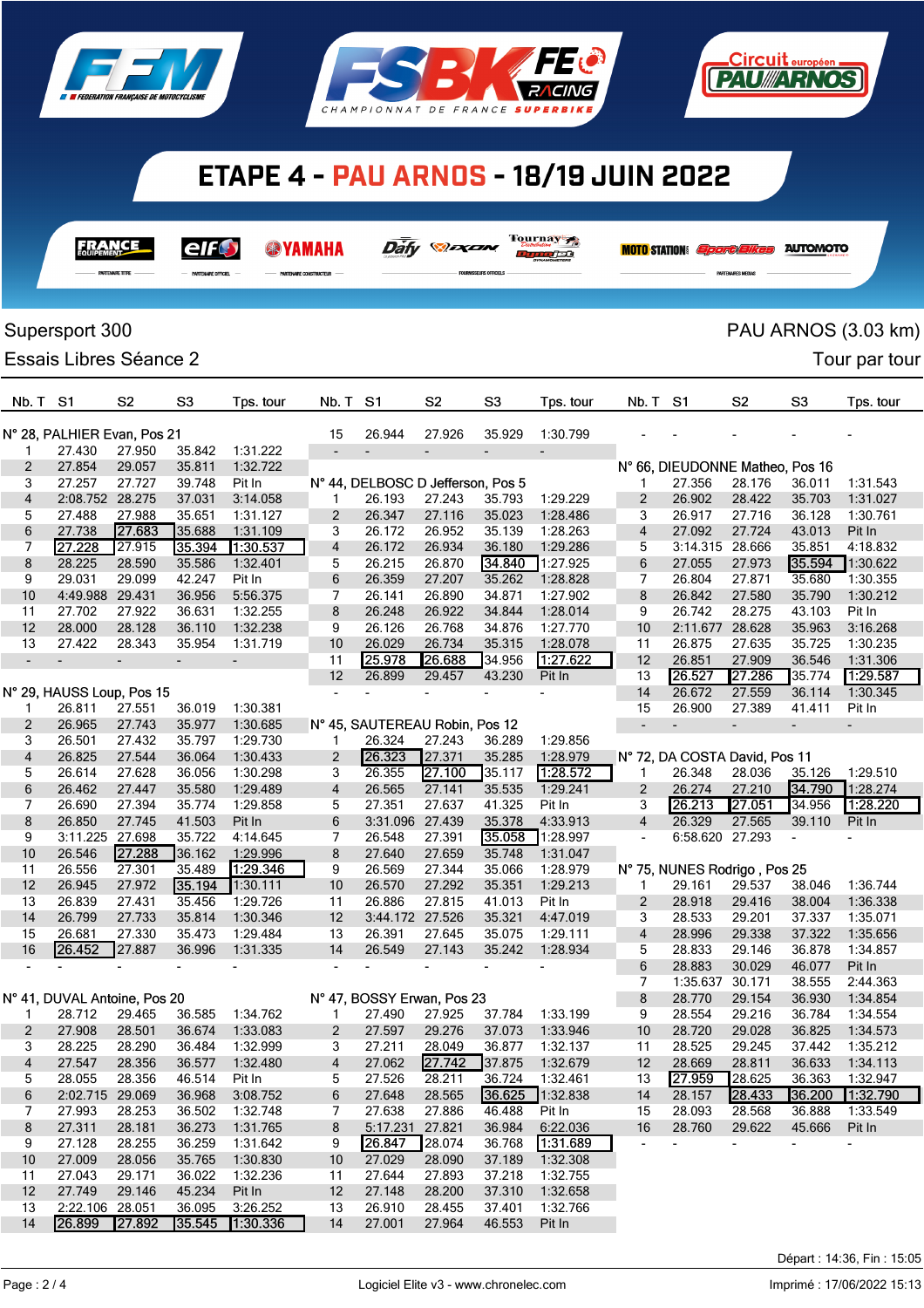# ETAPE 4 - PAU ARNOS - 18/19 JUIN 2022

CHAMPIONNAT DE FRANCE SUPERBIKE

Supersport 300 — PAU ARNOS (3.03 km)

Essais Libres Séance 2 — Tour par tour

**N° 28, PALHIER Evan, Pos 21**

| Nb. T | S1 | S2 | S3 | Tps. tour |
|---|---|---|---|---|
| 1 | 27.430 | 27.950 | 35.842 | 1:31.222 |
| 2 | 27.854 | 29.057 | 35.811 | 1:32.722 |
| 3 | 27.257 | 27.727 | 39.748 | Pit In |
| 4 | 2:08.752 | 28.275 | 37.031 | 3:14.058 |
| 5 | 27.488 | 27.988 | 35.651 | 1:31.127 |
| 6 | 27.738 | 27.683 | 35.688 | 1:31.109 |
| 7 | 27.228 | 27.915 | 35.394 | 1:30.537 |
| 8 | 28.225 | 28.590 | 35.586 | 1:32.401 |
| 9 | 29.031 | 29.099 | 42.247 | Pit In |
| 10 | 4:49.988 | 29.431 | 36.956 | 5:56.375 |
| 11 | 27.702 | 27.922 | 36.631 | 1:32.255 |
| 12 | 28.000 | 28.128 | 36.110 | 1:32.238 |
| 13 | 27.422 | 28.343 | 35.954 | 1:31.719 |
| - | - | - | - | - |

**N° 29, HAUSS Loup, Pos 15**

| Nb. T | S1 | S2 | S3 | Tps. tour |
|---|---|---|---|---|
| 1 | 26.811 | 27.551 | 36.019 | 1:30.381 |
| 2 | 26.965 | 27.743 | 35.977 | 1:30.685 |
| 3 | 26.501 | 27.432 | 35.797 | 1:29.730 |
| 4 | 26.825 | 27.544 | 36.064 | 1:30.433 |
| 5 | 26.614 | 27.628 | 36.056 | 1:30.298 |
| 6 | 26.462 | 27.447 | 35.580 | 1:29.489 |
| 7 | 26.690 | 27.394 | 35.774 | 1:29.858 |
| 8 | 26.850 | 27.745 | 41.503 | Pit In |
| 9 | 3:11.225 | 27.698 | 35.722 | 4:14.645 |
| 10 | 26.546 | 27.288 | 36.162 | 1:29.996 |
| 11 | 26.556 | 27.301 | 35.489 | 1:29.346 |
| 12 | 26.945 | 27.972 | 35.194 | 1:30.111 |
| 13 | 26.839 | 27.431 | 35.456 | 1:29.726 |
| 14 | 26.799 | 27.733 | 35.814 | 1:30.346 |
| 15 | 26.681 | 27.330 | 35.473 | 1:29.484 |
| 16 | 26.452 | 27.887 | 36.996 | 1:31.335 |
| - | - | - | - | - |

**N° 41, DUVAL Antoine, Pos 20**

| Nb. T | S1 | S2 | S3 | Tps. tour |
|---|---|---|---|---|
| 1 | 28.712 | 29.465 | 36.585 | 1:34.762 |
| 2 | 27.908 | 28.501 | 36.674 | 1:33.083 |
| 3 | 28.225 | 28.290 | 36.484 | 1:32.999 |
| 4 | 27.547 | 28.356 | 36.577 | 1:32.480 |
| 5 | 28.055 | 28.356 | 46.514 | Pit In |
| 6 | 2:02.715 | 29.069 | 36.968 | 3:08.752 |
| 7 | 27.993 | 28.253 | 36.502 | 1:32.748 |
| 8 | 27.311 | 28.181 | 36.273 | 1:31.765 |
| 9 | 27.128 | 28.255 | 36.259 | 1:31.642 |
| 10 | 27.009 | 28.056 | 35.765 | 1:30.830 |
| 11 | 27.043 | 29.171 | 36.022 | 1:32.236 |
| 12 | 27.749 | 29.146 | 45.234 | Pit In |
| 13 | 2:22.106 | 28.051 | 36.095 | 3:26.252 |
| 14 | 26.899 | 27.892 | 35.545 | 1:30.336 |

**N° 29, HAUSS Loup (suite) / N° 44 précédent** — continuation:

| Nb. T | S1 | S2 | S3 | Tps. tour |
|---|---|---|---|---|
| 15 | 26.944 | 27.926 | 35.929 | 1:30.799 |
| - | - | - | - | - |

**N° 44, DELBOSC D Jefferson, Pos 5**

| Nb. T | S1 | S2 | S3 | Tps. tour |
|---|---|---|---|---|
| 1 | 26.193 | 27.243 | 35.793 | 1:29.229 |
| 2 | 26.347 | 27.116 | 35.023 | 1:28.486 |
| 3 | 26.172 | 26.952 | 35.139 | 1:28.263 |
| 4 | 26.172 | 26.934 | 36.180 | 1:29.286 |
| 5 | 26.215 | 26.870 | 34.840 | 1:27.925 |
| 6 | 26.359 | 27.207 | 35.262 | 1:28.828 |
| 7 | 26.141 | 26.890 | 34.871 | 1:27.902 |
| 8 | 26.248 | 26.922 | 34.844 | 1:28.014 |
| 9 | 26.126 | 26.768 | 34.876 | 1:27.770 |
| 10 | 26.029 | 26.734 | 35.315 | 1:28.078 |
| 11 | 25.978 | 26.688 | 34.956 | 1:27.622 |
| 12 | 26.899 | 29.457 | 43.230 | Pit In |
| - | - | - | - | - |

**N° 45, SAUTEREAU Robin, Pos 12**

| Nb. T | S1 | S2 | S3 | Tps. tour |
|---|---|---|---|---|
| 1 | 26.324 | 27.243 | 36.289 | 1:29.856 |
| 2 | 26.323 | 27.371 | 35.285 | 1:28.979 |
| 3 | 26.355 | 27.100 | 35.117 | 1:28.572 |
| 4 | 26.565 | 27.141 | 35.535 | 1:29.241 |
| 5 | 27.351 | 27.637 | 41.325 | Pit In |
| 6 | 3:31.096 | 27.439 | 35.378 | 4:33.913 |
| 7 | 26.548 | 27.391 | 35.058 | 1:28.997 |
| 8 | 27.640 | 27.659 | 35.748 | 1:31.047 |
| 9 | 26.569 | 27.344 | 35.066 | 1:28.979 |
| 10 | 26.570 | 27.292 | 35.351 | 1:29.213 |
| 11 | 26.886 | 27.815 | 41.013 | Pit In |
| 12 | 3:44.172 | 27.526 | 35.321 | 4:47.019 |
| 13 | 26.391 | 27.645 | 35.075 | 1:29.111 |
| 14 | 26.549 | 27.143 | 35.242 | 1:28.934 |
| - | - | - | - | - |

**N° 47, BOSSY Erwan, Pos 23**

| Nb. T | S1 | S2 | S3 | Tps. tour |
|---|---|---|---|---|
| 1 | 27.490 | 27.925 | 37.784 | 1:33.199 |
| 2 | 27.597 | 29.276 | 37.073 | 1:33.946 |
| 3 | 27.211 | 28.049 | 36.877 | 1:32.137 |
| 4 | 27.062 | 27.742 | 37.875 | 1:32.679 |
| 5 | 27.526 | 28.211 | 36.724 | 1:32.461 |
| 6 | 27.648 | 28.565 | 36.625 | 1:32.838 |
| 7 | 27.638 | 27.886 | 46.488 | Pit In |
| 8 | 5:17.231 | 27.821 | 36.984 | 6:22.036 |
| 9 | 26.847 | 28.074 | 36.768 | 1:31.689 |
| 10 | 27.029 | 28.090 | 37.189 | 1:32.308 |
| 11 | 27.644 | 27.893 | 37.218 | 1:32.755 |
| 12 | 27.148 | 28.200 | 37.310 | 1:32.658 |
| 13 | 26.910 | 28.455 | 37.401 | 1:32.766 |
| 14 | 27.001 | 27.964 | 46.553 | Pit In |

**N° 41, DUVAL Antoine (suite)**

| Nb. T | S1 | S2 | S3 | Tps. tour |
|---|---|---|---|---|
| - | - | - | - | - |

**N° 66, DIEUDONNE Matheo, Pos 16**

| Nb. T | S1 | S2 | S3 | Tps. tour |
|---|---|---|---|---|
| 1 | 27.356 | 28.176 | 36.011 | 1:31.543 |
| 2 | 26.902 | 28.422 | 35.703 | 1:31.027 |
| 3 | 26.917 | 27.716 | 36.128 | 1:30.761 |
| 4 | 27.092 | 27.724 | 43.013 | Pit In |
| 5 | 3:14.315 | 28.666 | 35.851 | 4:18.832 |
| 6 | 27.055 | 27.973 | 35.594 | 1:30.622 |
| 7 | 26.804 | 27.871 | 35.680 | 1:30.355 |
| 8 | 26.842 | 27.580 | 35.790 | 1:30.212 |
| 9 | 26.742 | 28.275 | 43.103 | Pit In |
| 10 | 2:11.677 | 28.628 | 35.963 | 3:16.268 |
| 11 | 26.875 | 27.635 | 35.725 | 1:30.235 |
| 12 | 26.851 | 27.909 | 36.546 | 1:31.306 |
| 13 | 26.527 | 27.286 | 35.774 | 1:29.587 |
| 14 | 26.672 | 27.559 | 36.114 | 1:30.345 |
| 15 | 26.900 | 27.389 | 41.411 | Pit In |
| - | - | - | - | - |

**N° 72, DA COSTA David, Pos 11**

| Nb. T | S1 | S2 | S3 | Tps. tour |
|---|---|---|---|---|
| 1 | 26.348 | 28.036 | 35.126 | 1:29.510 |
| 2 | 26.274 | 27.210 | 34.790 | 1:28.274 |
| 3 | 26.213 | 27.051 | 34.956 | 1:28.220 |
| 4 | 26.329 | 27.565 | 39.110 | Pit In |
| - | 6:58.620 | 27.293 | - | - |

**N° 75, NUNES Rodrigo , Pos 25**

| Nb. T | S1 | S2 | S3 | Tps. tour |
|---|---|---|---|---|
| 1 | 29.161 | 29.537 | 38.046 | 1:36.744 |
| 2 | 28.918 | 29.416 | 38.004 | 1:36.338 |
| 3 | 28.533 | 29.201 | 37.337 | 1:35.071 |
| 4 | 28.996 | 29.338 | 37.322 | 1:35.656 |
| 5 | 28.833 | 29.146 | 36.878 | 1:34.857 |
| 6 | 28.883 | 30.029 | 46.077 | Pit In |
| 7 | 1:35.637 | 30.171 | 38.555 | 2:44.363 |
| 8 | 28.770 | 29.154 | 36.930 | 1:34.854 |
| 9 | 28.554 | 29.216 | 36.784 | 1:34.554 |
| 10 | 28.720 | 29.028 | 36.825 | 1:34.573 |
| 11 | 28.525 | 29.245 | 37.442 | 1:35.212 |
| 12 | 28.669 | 28.811 | 36.633 | 1:34.113 |
| 13 | 27.959 | 28.625 | 36.363 | 1:32.947 |
| 14 | 28.157 | 28.433 | 36.200 | 1:32.790 |
| 15 | 28.093 | 28.568 | 36.888 | 1:33.549 |
| 16 | 28.760 | 29.622 | 45.666 | Pit In |
| - | - | - | - | - |

Départ : 14:36, Fin : 15:05

Logiciel Elite v3 - www.chronelec.com — Imprimé : 17/06/2022 15:13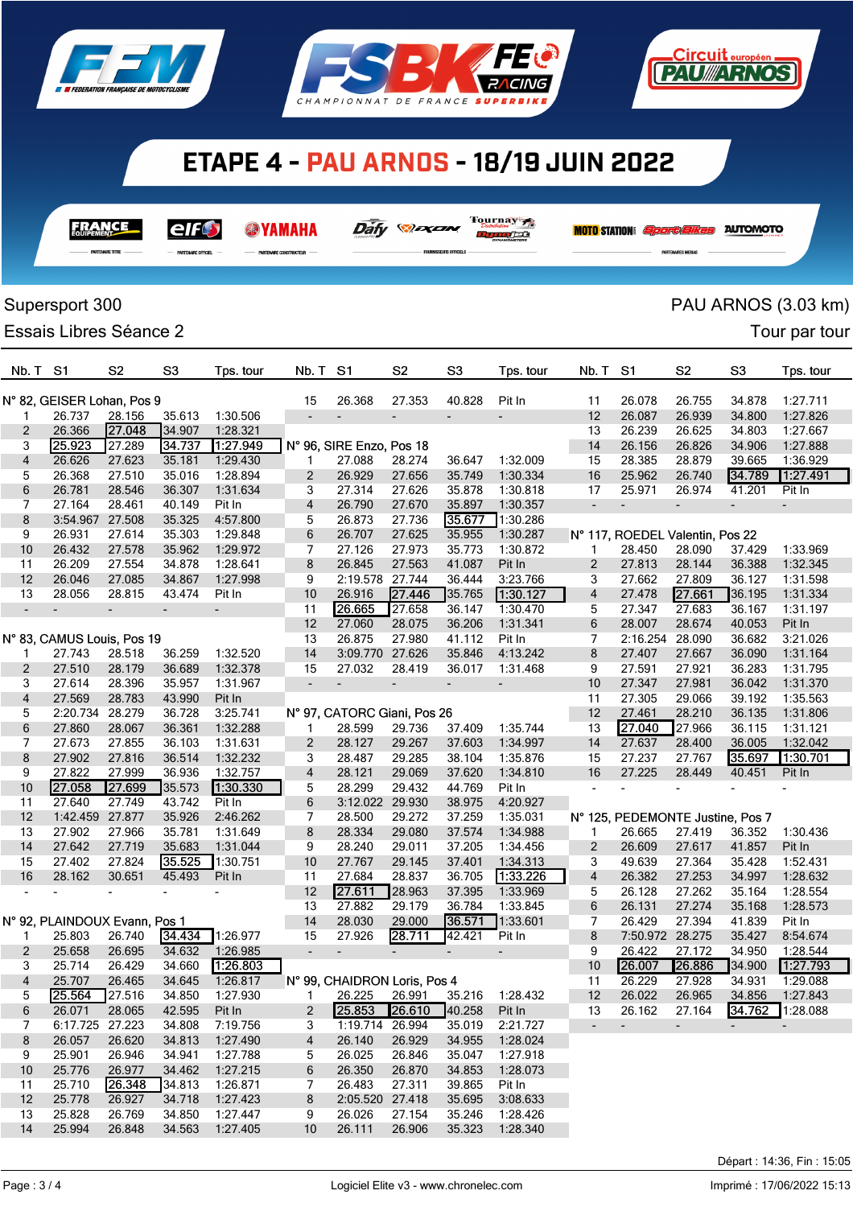# ETAPE 4 - PAU ARNOS - 18/19 JUIN 2022

Supersport 300 — PAU ARNOS (3.03 km)

Essais Libres Séance 2 — Tour par tour

## N° 82, GEISER Lohan, Pos 9

| Nb. T | S1 | S2 | S3 | Tps. tour |
|---|---|---|---|---|
| 1 | 26.737 | 28.156 | 35.613 | 1:30.506 |
| 2 | 26.366 | 27.048 | 34.907 | 1:28.321 |
| 3 | 25.923 | 27.289 | 34.737 | 1:27.949 |
| 4 | 26.626 | 27.623 | 35.181 | 1:29.430 |
| 5 | 26.368 | 27.510 | 35.016 | 1:28.894 |
| 6 | 26.781 | 28.546 | 36.307 | 1:31.634 |
| 7 | 27.164 | 28.461 | 40.149 | Pit In |
| 8 | 3:54.967 | 27.508 | 35.325 | 4:57.800 |
| 9 | 26.931 | 27.614 | 35.303 | 1:29.848 |
| 10 | 26.432 | 27.578 | 35.962 | 1:29.972 |
| 11 | 26.209 | 27.554 | 34.878 | 1:28.641 |
| 12 | 26.046 | 27.085 | 34.867 | 1:27.998 |
| 13 | 28.056 | 28.815 | 43.474 | Pit In |
| - | - | - | - | - |

## N° 83, CAMUS Louis, Pos 19

| Nb. T | S1 | S2 | S3 | Tps. tour |
|---|---|---|---|---|
| 1 | 27.743 | 28.518 | 36.259 | 1:32.520 |
| 2 | 27.510 | 28.179 | 36.689 | 1:32.378 |
| 3 | 27.614 | 28.396 | 35.957 | 1:31.967 |
| 4 | 27.569 | 28.783 | 43.990 | Pit In |
| 5 | 2:20.734 | 28.279 | 36.728 | 3:25.741 |
| 6 | 27.860 | 28.067 | 36.361 | 1:32.288 |
| 7 | 27.673 | 27.855 | 36.103 | 1:31.631 |
| 8 | 27.902 | 27.816 | 36.514 | 1:32.232 |
| 9 | 27.822 | 27.999 | 36.936 | 1:32.757 |
| 10 | 27.058 | 27.699 | 35.573 | 1:30.330 |
| 11 | 27.640 | 27.749 | 43.742 | Pit In |
| 12 | 1:42.459 | 27.877 | 35.926 | 2:46.262 |
| 13 | 27.902 | 27.966 | 35.781 | 1:31.649 |
| 14 | 27.642 | 27.719 | 35.683 | 1:31.044 |
| 15 | 27.402 | 27.824 | 35.525 | 1:30.751 |
| 16 | 28.162 | 30.651 | 45.493 | Pit In |
| - | - | - | - | - |

## N° 92, PLAINDOUX Evann, Pos 1

| Nb. T | S1 | S2 | S3 | Tps. tour |
|---|---|---|---|---|
| 1 | 25.803 | 26.740 | 34.434 | 1:26.977 |
| 2 | 25.658 | 26.695 | 34.632 | 1:26.985 |
| 3 | 25.714 | 26.429 | 34.660 | 1:26.803 |
| 4 | 25.707 | 26.465 | 34.645 | 1:26.817 |
| 5 | 25.564 | 27.516 | 34.850 | 1:27.930 |
| 6 | 26.071 | 28.065 | 42.595 | Pit In |
| 7 | 6:17.725 | 27.223 | 34.808 | 7:19.756 |
| 8 | 26.057 | 26.620 | 34.813 | 1:27.490 |
| 9 | 25.901 | 26.946 | 34.941 | 1:27.788 |
| 10 | 25.776 | 26.977 | 34.462 | 1:27.215 |
| 11 | 25.710 | 26.348 | 34.813 | 1:26.871 |
| 12 | 25.778 | 26.927 | 34.718 | 1:27.423 |
| 13 | 25.828 | 26.769 | 34.850 | 1:27.447 |
| 14 | 25.994 | 26.848 | 34.563 | 1:27.405 |
| 15 | 26.368 | 27.353 | 40.828 | Pit In |
| - | - | - | - | - |

## N° 96, SIRE Enzo, Pos 18

| Nb. T | S1 | S2 | S3 | Tps. tour |
|---|---|---|---|---|
| 1 | 27.088 | 28.274 | 36.647 | 1:32.009 |
| 2 | 26.929 | 27.656 | 35.749 | 1:30.334 |
| 3 | 27.314 | 27.626 | 35.878 | 1:30.818 |
| 4 | 26.790 | 27.670 | 35.897 | 1:30.357 |
| 5 | 26.873 | 27.736 | 35.677 | 1:30.286 |
| 6 | 26.707 | 27.625 | 35.955 | 1:30.287 |
| 7 | 27.126 | 27.973 | 35.773 | 1:30.872 |
| 8 | 26.845 | 27.563 | 41.087 | Pit In |
| 9 | 2:19.578 | 27.744 | 36.444 | 3:23.766 |
| 10 | 26.916 | 27.446 | 35.765 | 1:30.127 |
| 11 | 26.665 | 27.658 | 36.147 | 1:30.470 |
| 12 | 27.060 | 28.075 | 36.206 | 1:31.341 |
| 13 | 26.875 | 27.980 | 41.112 | Pit In |
| 14 | 3:09.770 | 27.626 | 35.846 | 4:13.242 |
| 15 | 27.032 | 28.419 | 36.017 | 1:31.468 |
| - | - | - | - | - |

## N° 97, CATORC Giani, Pos 26

| Nb. T | S1 | S2 | S3 | Tps. tour |
|---|---|---|---|---|
| 1 | 28.599 | 29.736 | 37.409 | 1:35.744 |
| 2 | 28.127 | 29.267 | 37.603 | 1:34.997 |
| 3 | 28.487 | 29.285 | 38.104 | 1:35.876 |
| 4 | 28.121 | 29.069 | 37.620 | 1:34.810 |
| 5 | 28.299 | 29.432 | 44.769 | Pit In |
| 6 | 3:12.022 | 29.930 | 38.975 | 4:20.927 |
| 7 | 28.500 | 29.272 | 37.259 | 1:35.031 |
| 8 | 28.334 | 29.080 | 37.574 | 1:34.988 |
| 9 | 28.240 | 29.011 | 37.205 | 1:34.456 |
| 10 | 27.767 | 29.145 | 37.401 | 1:34.313 |
| 11 | 27.684 | 28.837 | 36.705 | 1:33.226 |
| 12 | 27.611 | 28.963 | 37.395 | 1:33.969 |
| 13 | 27.882 | 29.179 | 36.784 | 1:33.845 |
| 14 | 28.030 | 29.000 | 36.571 | 1:33.601 |
| 15 | 27.926 | 28.711 | 42.421 | Pit In |
| - | - | - | - | - |

## N° 99, CHAIDRON Loris, Pos 4

| Nb. T | S1 | S2 | S3 | Tps. tour |
|---|---|---|---|---|
| 1 | 26.225 | 26.991 | 35.216 | 1:28.432 |
| 2 | 25.853 | 26.610 | 40.258 | Pit In |
| 3 | 1:19.714 | 26.994 | 35.019 | 2:21.727 |
| 4 | 26.140 | 26.929 | 34.955 | 1:28.024 |
| 5 | 26.025 | 26.846 | 35.047 | 1:27.918 |
| 6 | 26.350 | 26.870 | 34.853 | 1:28.073 |
| 7 | 26.483 | 27.311 | 39.865 | Pit In |
| 8 | 2:05.520 | 27.418 | 35.695 | 3:08.633 |
| 9 | 26.026 | 27.154 | 35.246 | 1:28.426 |
| 10 | 26.111 | 26.906 | 35.323 | 1:28.340 |
| 11 | 26.078 | 26.755 | 34.878 | 1:27.711 |
| 12 | 26.087 | 26.939 | 34.800 | 1:27.826 |
| 13 | 26.239 | 26.625 | 34.803 | 1:27.667 |
| 14 | 26.156 | 26.826 | 34.906 | 1:27.888 |
| 15 | 28.385 | 28.879 | 39.665 | 1:36.929 |
| 16 | 25.962 | 26.740 | 34.789 | 1:27.491 |
| 17 | 25.971 | 26.974 | 41.201 | Pit In |
| - | - | - | - | - |

## N° 117, ROEDEL Valentin, Pos 22

| Nb. T | S1 | S2 | S3 | Tps. tour |
|---|---|---|---|---|
| 1 | 28.450 | 28.090 | 37.429 | 1:33.969 |
| 2 | 27.813 | 28.144 | 36.388 | 1:32.345 |
| 3 | 27.662 | 27.809 | 36.127 | 1:31.598 |
| 4 | 27.478 | 27.661 | 36.195 | 1:31.334 |
| 5 | 27.347 | 27.683 | 36.167 | 1:31.197 |
| 6 | 28.007 | 28.674 | 40.053 | Pit In |
| 7 | 2:16.254 | 28.090 | 36.682 | 3:21.026 |
| 8 | 27.407 | 27.667 | 36.090 | 1:31.164 |
| 9 | 27.591 | 27.921 | 36.283 | 1:31.795 |
| 10 | 27.347 | 27.981 | 36.042 | 1:31.370 |
| 11 | 27.305 | 29.066 | 39.192 | 1:35.563 |
| 12 | 27.461 | 28.210 | 36.135 | 1:31.806 |
| 13 | 27.040 | 27.966 | 36.115 | 1:31.121 |
| 14 | 27.637 | 28.400 | 36.005 | 1:32.042 |
| 15 | 27.237 | 27.767 | 35.697 | 1:30.701 |
| 16 | 27.225 | 28.449 | 40.451 | Pit In |
| - | - | - | - | - |

## N° 125, PEDEMONTE Justine, Pos 7

| Nb. T | S1 | S2 | S3 | Tps. tour |
|---|---|---|---|---|
| 1 | 26.665 | 27.419 | 36.352 | 1:30.436 |
| 2 | 26.609 | 27.617 | 41.857 | Pit In |
| 3 | 49.639 | 27.364 | 35.428 | 1:52.431 |
| 4 | 26.382 | 27.253 | 34.997 | 1:28.632 |
| 5 | 26.128 | 27.262 | 35.164 | 1:28.554 |
| 6 | 26.131 | 27.274 | 35.168 | 1:28.573 |
| 7 | 26.429 | 27.394 | 41.839 | Pit In |
| 8 | 7:50.972 | 28.275 | 35.427 | 8:54.674 |
| 9 | 26.422 | 27.172 | 34.950 | 1:28.544 |
| 10 | 26.007 | 26.886 | 34.900 | 1:27.793 |
| 11 | 26.229 | 27.928 | 34.931 | 1:29.088 |
| 12 | 26.022 | 26.965 | 34.856 | 1:27.843 |
| 13 | 26.162 | 27.164 | 34.762 | 1:28.088 |
| - | - | - | - | - |

Départ : 14:36, Fin : 15:05

Logiciel Elite v3 - www.chronelec.com

Imprimé : 17/06/2022 15:13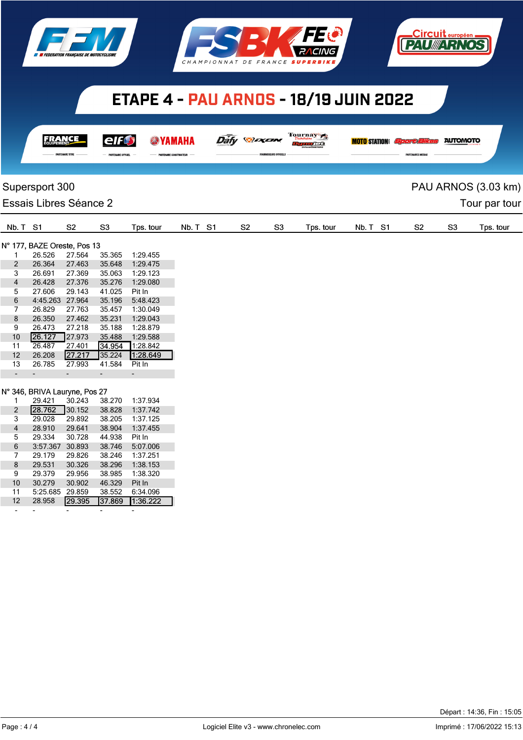# ETAPE 4 - PAU ARNOS - 18/19 JUIN 2022

Supersport 300 — PAU ARNOS (3.03 km)

Essais Libres Séance 2 — Tour par tour

N° 177, BAZE Oreste, Pos 13

| Nb. T | S1 | S2 | S3 | Tps. tour |
|---|---|---|---|---|
| 1 | 26.526 | 27.564 | 35.365 | 1:29.455 |
| 2 | 26.364 | 27.463 | 35.648 | 1:29.475 |
| 3 | 26.691 | 27.369 | 35.063 | 1:29.123 |
| 4 | 26.428 | 27.376 | 35.276 | 1:29.080 |
| 5 | 27.606 | 29.143 | 41.025 | Pit In |
| 6 | 4:45.263 | 27.964 | 35.196 | 5:48.423 |
| 7 | 26.829 | 27.763 | 35.457 | 1:30.049 |
| 8 | 26.350 | 27.462 | 35.231 | 1:29.043 |
| 9 | 26.473 | 27.218 | 35.188 | 1:28.879 |
| 10 | 26.127 | 27.973 | 35.488 | 1:29.588 |
| 11 | 26.487 | 27.401 | 34.954 | 1:28.842 |
| 12 | 26.208 | 27.217 | 35.224 | 1:28.649 |
| 13 | 26.785 | 27.993 | 41.584 | Pit In |
| - | - | - | - | - |

N° 346, BRIVA Lauryne, Pos 27

| Nb. T | S1 | S2 | S3 | Tps. tour |
|---|---|---|---|---|
| 1 | 29.421 | 30.243 | 38.270 | 1:37.934 |
| 2 | 28.762 | 30.152 | 38.828 | 1:37.742 |
| 3 | 29.028 | 29.892 | 38.205 | 1:37.125 |
| 4 | 28.910 | 29.641 | 38.904 | 1:37.455 |
| 5 | 29.334 | 30.728 | 44.938 | Pit In |
| 6 | 3:57.367 | 30.893 | 38.746 | 5:07.006 |
| 7 | 29.179 | 29.826 | 38.246 | 1:37.251 |
| 8 | 29.531 | 30.326 | 38.296 | 1:38.153 |
| 9 | 29.379 | 29.956 | 38.985 | 1:38.320 |
| 10 | 30.279 | 30.902 | 46.329 | Pit In |
| 11 | 5:25.685 | 29.859 | 38.552 | 6:34.096 |
| 12 | 28.958 | 29.395 | 37.869 | 1:36.222 |
| - | - | - | - | - |

Départ : 14:36, Fin : 15:05

Logiciel Elite v3 - www.chronelec.com

Imprimé : 17/06/2022 15:13